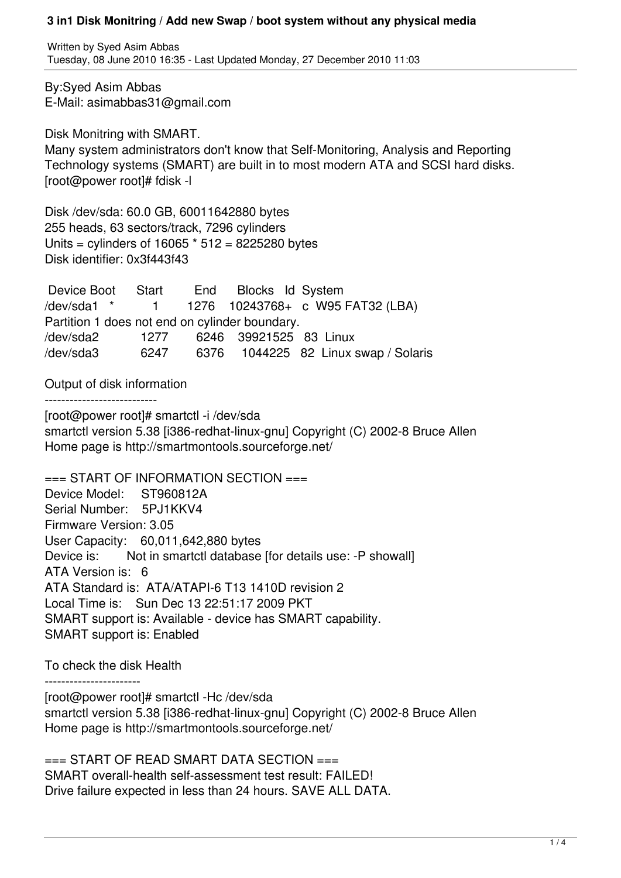# 3 in1 Disk Monitring / Add new Swap / boot system without any physical media

Written by Syed Asim Abbas
Tuesday, 08 June 2010 16:35 - Last Updated Monday, 27 December 2010 11:03

By:Syed Asim Abbas
E-Mail: asimabbas31@gmail.com

Disk Monitring with SMART.
Many system administrators don't know that Self-Monitoring, Analysis and Reporting Technology systems (SMART) are built in to most modern ATA and SCSI hard disks.

```
[root@power root]# fdisk -l

Disk /dev/sda: 60.0 GB, 60011642880 bytes
255 heads, 63 sectors/track, 7296 cylinders
Units = cylinders of 16065 * 512 = 8225280 bytes
Disk identifier: 0x3f443f43

 Device Boot      Start         End      Blocks   Id  System
/dev/sda1   *           1        1276    10243768+   c  W95 FAT32 (LBA)
Partition 1 does not end on cylinder boundary.
/dev/sda2            1277        6246    39921525   83  Linux
/dev/sda3            6247        6376     1044225   82  Linux swap / Solaris
```

Output of disk information
---------------------------

```
[root@power root]# smartctl -i /dev/sda
smartctl version 5.38 [i386-redhat-linux-gnu] Copyright (C) 2002-8 Bruce Allen
Home page is http://smartmontools.sourceforge.net/

=== START OF INFORMATION SECTION ===
Device Model:     ST960812A
Serial Number:    5PJ1KKV4
Firmware Version: 3.05
User Capacity:    60,011,642,880 bytes
Device is:        Not in smartctl database [for details use: -P showall]
ATA Version is:   6
ATA Standard is:  ATA/ATAPI-6 T13 1410D revision 2
Local Time is:    Sun Dec 13 22:51:17 2009 PKT
SMART support is: Available - device has SMART capability.
SMART support is: Enabled
```

To check the disk Health
-----------------------

```
[root@power root]# smartctl -Hc /dev/sda
smartctl version 5.38 [i386-redhat-linux-gnu] Copyright (C) 2002-8 Bruce Allen
Home page is http://smartmontools.sourceforge.net/

=== START OF READ SMART DATA SECTION ===
SMART overall-health self-assessment test result: FAILED!
Drive failure expected in less than 24 hours. SAVE ALL DATA.
```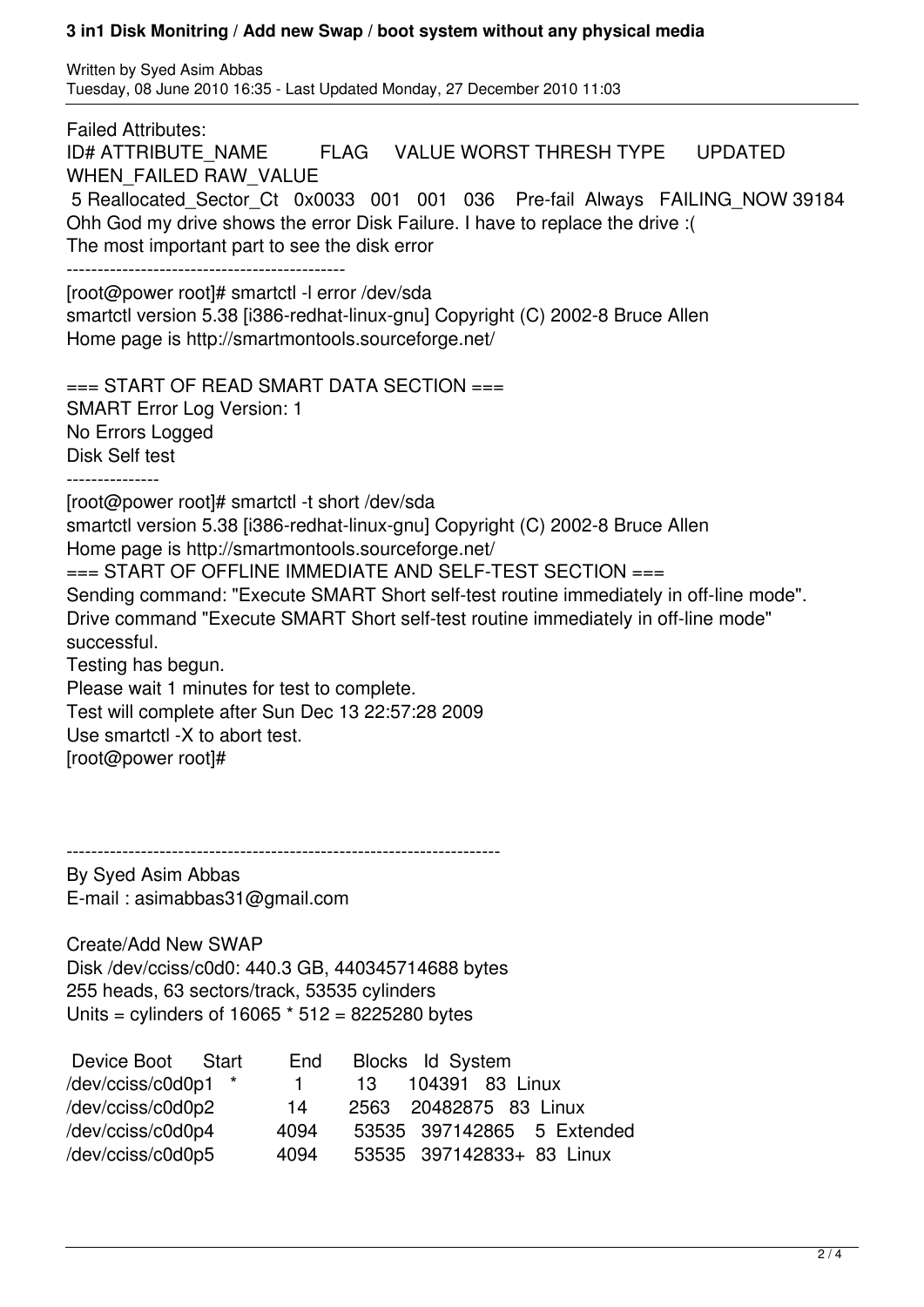Failed Attributes:

```
ID# ATTRIBUTE_NAME          FLAG     VALUE WORST THRESH TYPE      UPDATED  WHEN_FAILED RAW_VALUE
  5 Reallocated_Sector_Ct   0x0033   001   001   036    Pre-fail  Always   FAILING_NOW 39184
```

Ohh God my drive shows the error Disk Failure. I have to replace the drive :(

The most important part to see the disk error

---------------------------------------------

```
[root@power root]# smartctl -l error /dev/sda
smartctl version 5.38 [i386-redhat-linux-gnu] Copyright (C) 2002-8 Bruce Allen
Home page is http://smartmontools.sourceforge.net/

=== START OF READ SMART DATA SECTION ===
SMART Error Log Version: 1
No Errors Logged
```

Disk Self test

---------------

```
[root@power root]# smartctl -t short /dev/sda
smartctl version 5.38 [i386-redhat-linux-gnu] Copyright (C) 2002-8 Bruce Allen
Home page is http://smartmontools.sourceforge.net/
=== START OF OFFLINE IMMEDIATE AND SELF-TEST SECTION ===
Sending command: "Execute SMART Short self-test routine immediately in off-line mode".
Drive command "Execute SMART Short self-test routine immediately in off-line mode" successful.
Testing has begun.
Please wait 1 minutes for test to complete.
Test will complete after Sun Dec 13 22:57:28 2009
Use smartctl -X to abort test.
[root@power root]#
```

---------------------------------------------------------------------

By Syed Asim Abbas

E-mail : asimabbas31@gmail.com

Create/Add New SWAP

```
Disk /dev/cciss/c0d0: 440.3 GB, 440345714688 bytes
255 heads, 63 sectors/track, 53535 cylinders
Units = cylinders of 16065 * 512 = 8225280 bytes

 Device Boot      Start      End      Blocks   Id  System
/dev/cciss/c0d0p1   *        1        13     104391   83  Linux
/dev/cciss/c0d0p2           14      2563   20482875   83  Linux
/dev/cciss/c0d0p4         4094     53535  397142865    5  Extended
/dev/cciss/c0d0p5         4094     53535  397142833+  83  Linux
```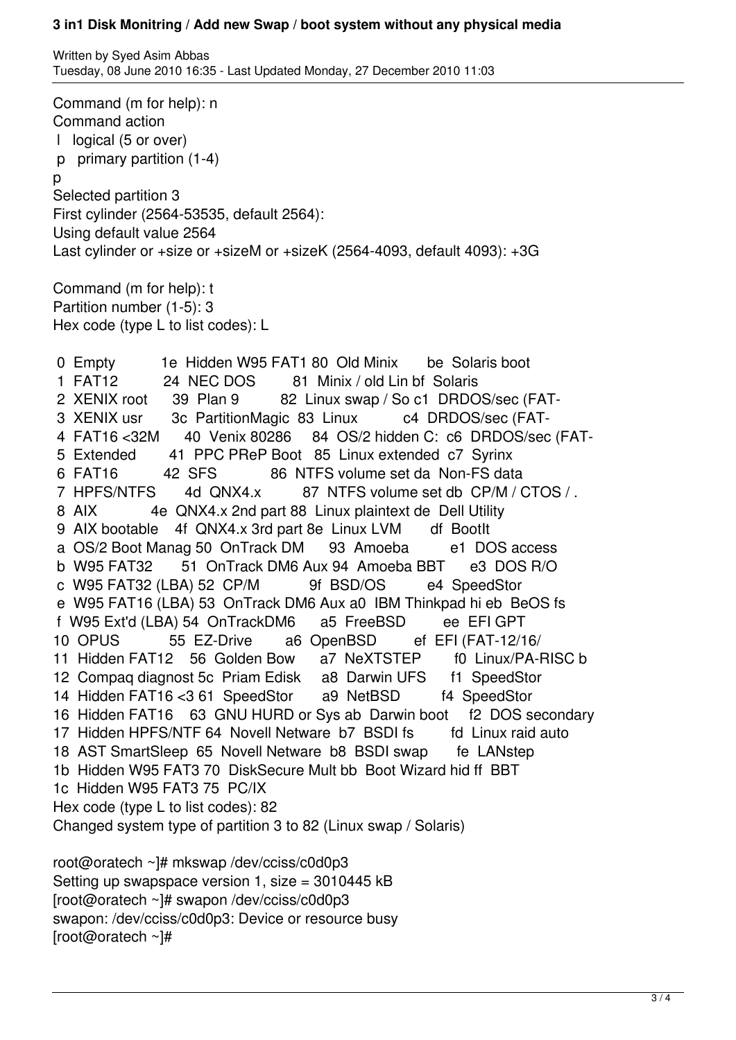```
Command (m for help): n
Command action
 l   logical (5 or over)
 p   primary partition (1-4)
p
Selected partition 3
First cylinder (2564-53535, default 2564):
Using default value 2564
Last cylinder or +size or +sizeM or +sizeK (2564-4093, default 4093): +3G

Command (m for help): t
Partition number (1-5): 3
Hex code (type L to list codes): L

 0  Empty           1e  Hidden W95 FAT1 80  Old Minix       be  Solaris boot
 1  FAT12           24  NEC DOS         81  Minix / old Lin bf  Solaris
 2  XENIX root      39  Plan 9          82  Linux swap / So c1  DRDOS/sec (FAT-
 3  XENIX usr       3c  PartitionMagic  83  Linux           c4  DRDOS/sec (FAT-
 4  FAT16 <32M      40  Venix 80286     84  OS/2 hidden C:  c6  DRDOS/sec (FAT-
 5  Extended        41  PPC PReP Boot   85  Linux extended  c7  Syrinx
 6  FAT16           42  SFS             86  NTFS volume set da  Non-FS data
 7  HPFS/NTFS       4d  QNX4.x          87  NTFS volume set db  CP/M / CTOS / .
 8  AIX             4e  QNX4.x 2nd part 88  Linux plaintext de  Dell Utility
 9  AIX bootable    4f  QNX4.x 3rd part 8e  Linux LVM       df  BootIt
 a  OS/2 Boot Manag 50  OnTrack DM      93  Amoeba          e1  DOS access
 b  W95 FAT32       51  OnTrack DM6 Aux 94  Amoeba BBT      e3  DOS R/O
 c  W95 FAT32 (LBA) 52  CP/M            9f  BSD/OS          e4  SpeedStor
 e  W95 FAT16 (LBA) 53  OnTrack DM6 Aux a0  IBM Thinkpad hi eb  BeOS fs
 f  W95 Ext'd (LBA) 54  OnTrackDM6      a5  FreeBSD         ee  EFI GPT
10  OPUS            55  EZ-Drive        a6  OpenBSD         ef  EFI (FAT-12/16/
11  Hidden FAT12    56  Golden Bow      a7  NeXTSTEP        f0  Linux/PA-RISC b
12  Compaq diagnost 5c  Priam Edisk     a8  Darwin UFS      f1  SpeedStor
14  Hidden FAT16 <3 61  SpeedStor       a9  NetBSD          f4  SpeedStor
16  Hidden FAT16    63  GNU HURD or Sys ab  Darwin boot     f2  DOS secondary
17  Hidden HPFS/NTF 64  Novell Netware  b7  BSDI fs         fd  Linux raid auto
18  AST SmartSleep  65  Novell Netware  b8  BSDI swap       fe  LANstep
1b  Hidden W95 FAT3 70  DiskSecure Mult bb  Boot Wizard hid ff  BBT
1c  Hidden W95 FAT3 75  PC/IX
Hex code (type L to list codes): 82
Changed system type of partition 3 to 82 (Linux swap / Solaris)

root@oratech ~]# mkswap /dev/cciss/c0d0p3
Setting up swapspace version 1, size = 3010445 kB
[root@oratech ~]# swapon /dev/cciss/c0d0p3
swapon: /dev/cciss/c0d0p3: Device or resource busy
[root@oratech ~]#
```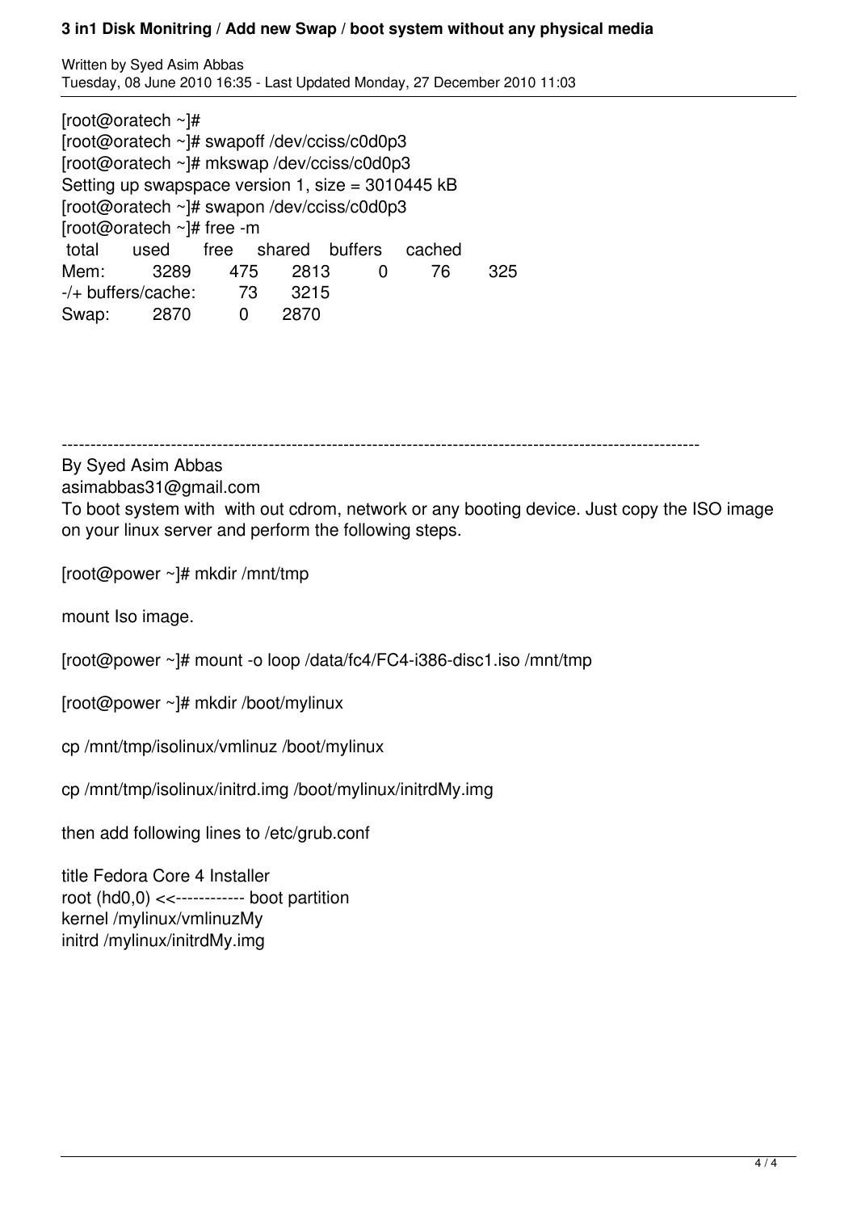```
[root@oratech ~]#
[root@oratech ~]# swapoff /dev/cciss/c0d0p3
[root@oratech ~]# mkswap /dev/cciss/c0d0p3
Setting up swapspace version 1, size = 3010445 kB
[root@oratech ~]# swapon /dev/cciss/c0d0p3
[root@oratech ~]# free -m
 total       used       free     shared    buffers     cached
Mem:         3289        475       2813          0         76        325
-/+ buffers/cache:         73       3215
Swap:        2870          0       2870
```

---

By Syed Asim Abbas
asimabbas31@gmail.com
To boot system with with out cdrom, network or any booting device. Just copy the ISO image on your linux server and perform the following steps.

```
[root@power ~]# mkdir /mnt/tmp
```

mount Iso image.

```
[root@power ~]# mount -o loop /data/fc4/FC4-i386-disc1.iso /mnt/tmp

[root@power ~]# mkdir /boot/mylinux

cp /mnt/tmp/isolinux/vmlinuz /boot/mylinux

cp /mnt/tmp/isolinux/initrd.img /boot/mylinux/initrdMy.img
```

then add following lines to /etc/grub.conf

```
title Fedora Core 4 Installer
root (hd0,0) <<----------- boot partition
kernel /mylinux/vmlinuzMy
initrd /mylinux/initrdMy.img
```